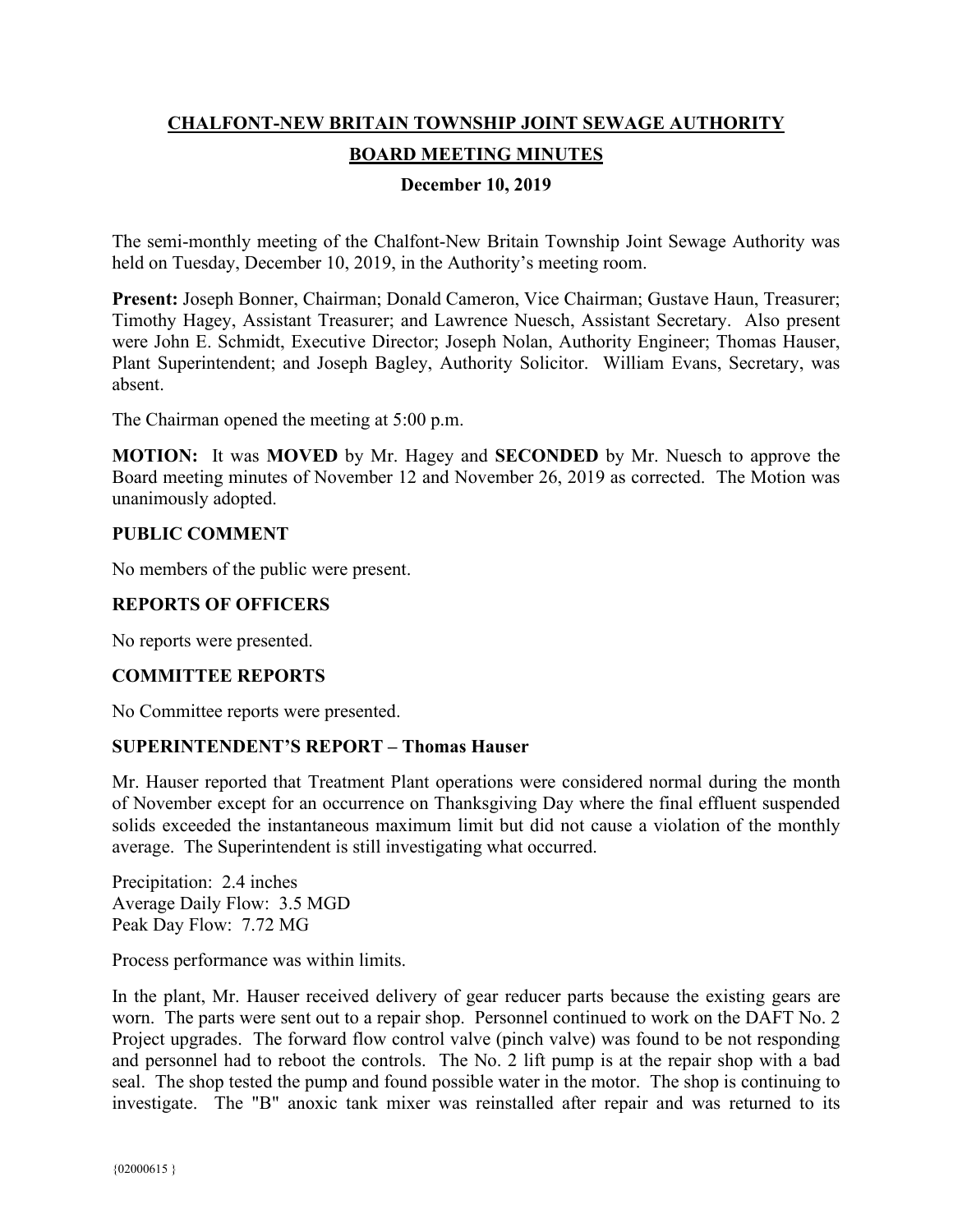# CHALFONT-NEW BRITAIN TOWNSHIP JOINT SEWAGE AUTHORITY

## BOARD MEETING MINUTES

**December 10, 2019**

The semi-monthly meeting of the Chalfont-New Britain Township Joint Sewage Authority was held on Tuesday, December 10, 2019, in the Authority's meeting room.

**Present:** Joseph Bonner, Chairman; Donald Cameron, Vice Chairman; Gustave Haun, Treasurer; Timothy Hagey, Assistant Treasurer; and Lawrence Nuesch, Assistant Secretary. Also present were John E. Schmidt, Executive Director; Joseph Nolan, Authority Engineer; Thomas Hauser, Plant Superintendent; and Joseph Bagley, Authority Solicitor. William Evans, Secretary, was absent.

The Chairman opened the meeting at 5:00 p.m.

**MOTION:** It was **MOVED** by Mr. Hagey and **SECONDED** by Mr. Nuesch to approve the Board meeting minutes of November 12 and November 26, 2019 as corrected. The Motion was unanimously adopted.

### PUBLIC COMMENT

No members of the public were present.

### REPORTS OF OFFICERS

No reports were presented.

### COMMITTEE REPORTS

No Committee reports were presented.

### SUPERINTENDENT'S REPORT – Thomas Hauser

Mr. Hauser reported that Treatment Plant operations were considered normal during the month of November except for an occurrence on Thanksgiving Day where the final effluent suspended solids exceeded the instantaneous maximum limit but did not cause a violation of the monthly average. The Superintendent is still investigating what occurred.

Precipitation: 2.4 inches
Average Daily Flow: 3.5 MGD
Peak Day Flow: 7.72 MG

Process performance was within limits.

In the plant, Mr. Hauser received delivery of gear reducer parts because the existing gears are worn. The parts were sent out to a repair shop. Personnel continued to work on the DAFT No. 2 Project upgrades. The forward flow control valve (pinch valve) was found to be not responding and personnel had to reboot the controls. The No. 2 lift pump is at the repair shop with a bad seal. The shop tested the pump and found possible water in the motor. The shop is continuing to investigate. The "B" anoxic tank mixer was reinstalled after repair and was returned to its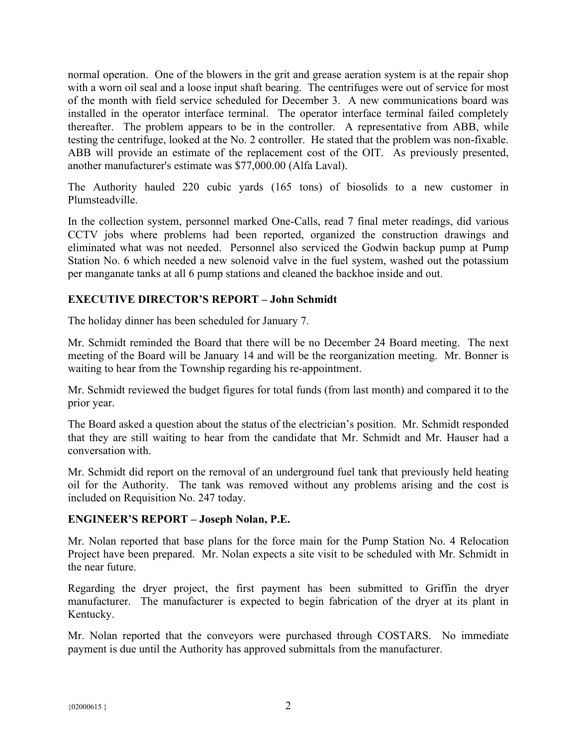normal operation. One of the blowers in the grit and grease aeration system is at the repair shop with a worn oil seal and a loose input shaft bearing. The centrifuges were out of service for most of the month with field service scheduled for December 3. A new communications board was installed in the operator interface terminal. The operator interface terminal failed completely thereafter. The problem appears to be in the controller. A representative from ABB, while testing the centrifuge, looked at the No. 2 controller. He stated that the problem was non-fixable. ABB will provide an estimate of the replacement cost of the OIT. As previously presented, another manufacturer's estimate was $77,000.00 (Alfa Laval).

The Authority hauled 220 cubic yards (165 tons) of biosolids to a new customer in Plumsteadville.

In the collection system, personnel marked One-Calls, read 7 final meter readings, did various CCTV jobs where problems had been reported, organized the construction drawings and eliminated what was not needed. Personnel also serviced the Godwin backup pump at Pump Station No. 6 which needed a new solenoid valve in the fuel system, washed out the potassium per manganate tanks at all 6 pump stations and cleaned the backhoe inside and out.

**EXECUTIVE DIRECTOR'S REPORT – John Schmidt**

The holiday dinner has been scheduled for January 7.

Mr. Schmidt reminded the Board that there will be no December 24 Board meeting. The next meeting of the Board will be January 14 and will be the reorganization meeting. Mr. Bonner is waiting to hear from the Township regarding his re-appointment.

Mr. Schmidt reviewed the budget figures for total funds (from last month) and compared it to the prior year.

The Board asked a question about the status of the electrician's position. Mr. Schmidt responded that they are still waiting to hear from the candidate that Mr. Schmidt and Mr. Hauser had a conversation with.

Mr. Schmidt did report on the removal of an underground fuel tank that previously held heating oil for the Authority. The tank was removed without any problems arising and the cost is included on Requisition No. 247 today.

**ENGINEER'S REPORT – Joseph Nolan, P.E.**

Mr. Nolan reported that base plans for the force main for the Pump Station No. 4 Relocation Project have been prepared. Mr. Nolan expects a site visit to be scheduled with Mr. Schmidt in the near future.

Regarding the dryer project, the first payment has been submitted to Griffin the dryer manufacturer. The manufacturer is expected to begin fabrication of the dryer at its plant in Kentucky.

Mr. Nolan reported that the conveyors were purchased through COSTARS. No immediate payment is due until the Authority has approved submittals from the manufacturer.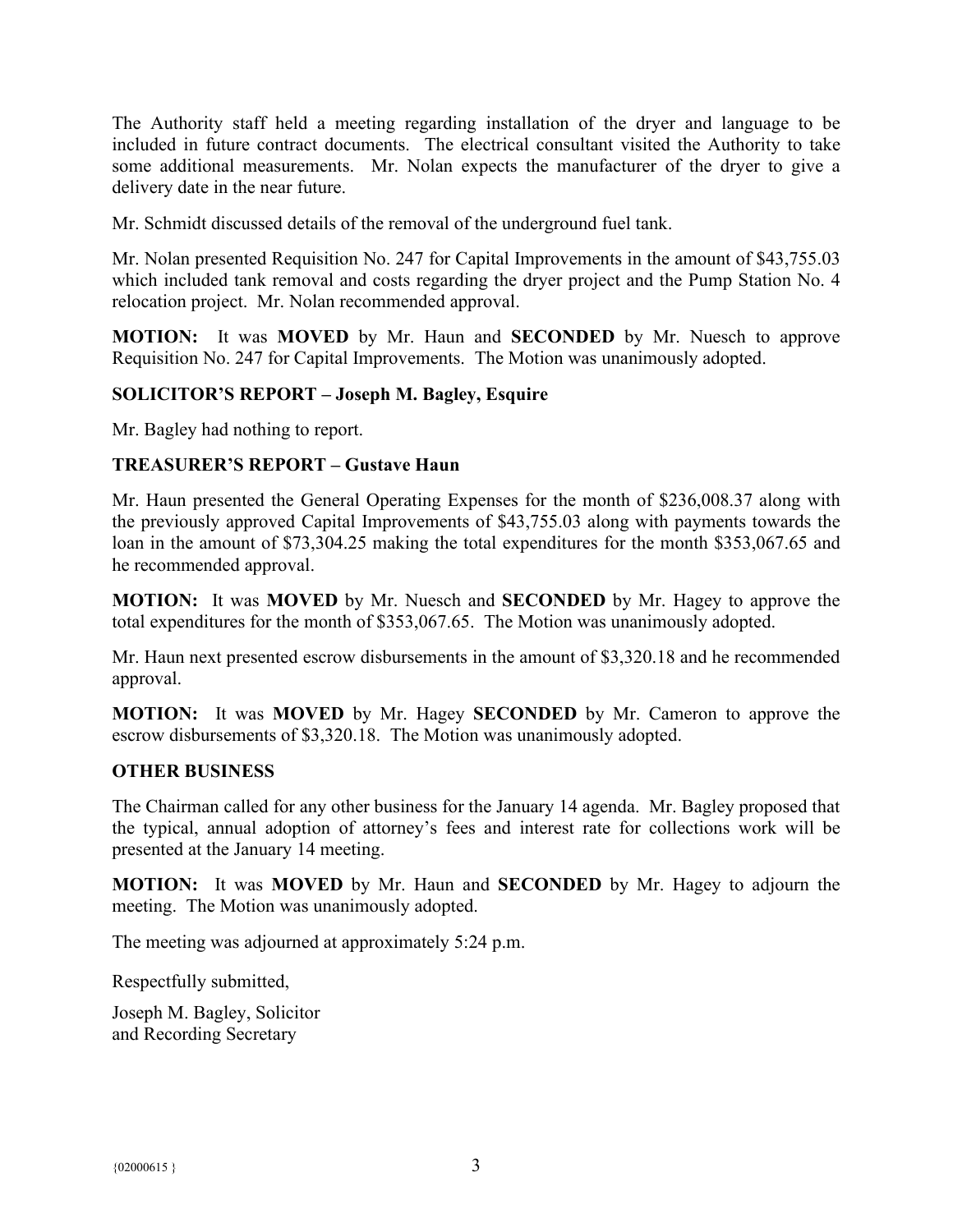The Authority staff held a meeting regarding installation of the dryer and language to be included in future contract documents. The electrical consultant visited the Authority to take some additional measurements. Mr. Nolan expects the manufacturer of the dryer to give a delivery date in the near future.

Mr. Schmidt discussed details of the removal of the underground fuel tank.

Mr. Nolan presented Requisition No. 247 for Capital Improvements in the amount of $43,755.03 which included tank removal and costs regarding the dryer project and the Pump Station No. 4 relocation project. Mr. Nolan recommended approval.

**MOTION:** It was **MOVED** by Mr. Haun and **SECONDED** by Mr. Nuesch to approve Requisition No. 247 for Capital Improvements. The Motion was unanimously adopted.

**SOLICITOR'S REPORT – Joseph M. Bagley, Esquire**

Mr. Bagley had nothing to report.

**TREASURER'S REPORT – Gustave Haun**

Mr. Haun presented the General Operating Expenses for the month of $236,008.37 along with the previously approved Capital Improvements of $43,755.03 along with payments towards the loan in the amount of $73,304.25 making the total expenditures for the month $353,067.65 and he recommended approval.

**MOTION:** It was **MOVED** by Mr. Nuesch and **SECONDED** by Mr. Hagey to approve the total expenditures for the month of $353,067.65. The Motion was unanimously adopted.

Mr. Haun next presented escrow disbursements in the amount of $3,320.18 and he recommended approval.

**MOTION:** It was **MOVED** by Mr. Hagey **SECONDED** by Mr. Cameron to approve the escrow disbursements of $3,320.18. The Motion was unanimously adopted.

**OTHER BUSINESS**

The Chairman called for any other business for the January 14 agenda. Mr. Bagley proposed that the typical, annual adoption of attorney's fees and interest rate for collections work will be presented at the January 14 meeting.

**MOTION:** It was **MOVED** by Mr. Haun and **SECONDED** by Mr. Hagey to adjourn the meeting. The Motion was unanimously adopted.

The meeting was adjourned at approximately 5:24 p.m.

Respectfully submitted,

Joseph M. Bagley, Solicitor
and Recording Secretary

{02000615 }